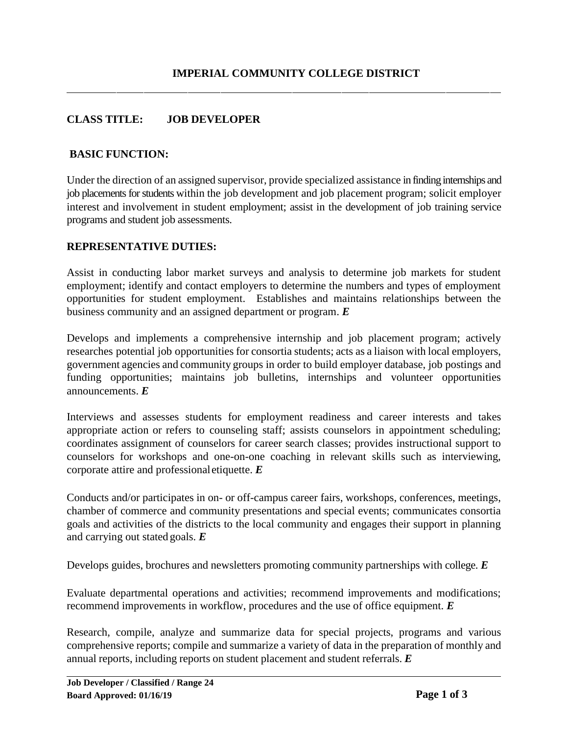# IMPERIAL COMMUNITY COLLEGE DISTRICT

**CLASS TITLE: JOB DEVELOPER**

## BASIC FUNCTION:

Under the direction of an assigned supervisor, provide specialized assistance in finding internships and job placements for students within the job development and job placement program; solicit employer interest and involvement in student employment; assist in the development of job training service programs and student job assessments.

## REPRESENTATIVE DUTIES:

Assist in conducting labor market surveys and analysis to determine job markets for student employment; identify and contact employers to determine the numbers and types of employment opportunities for student employment. Establishes and maintains relationships between the business community and an assigned department or program. ***E***

Develops and implements a comprehensive internship and job placement program; actively researches potential job opportunities for consortia students; acts as a liaison with local employers, government agencies and community groups in order to build employer database, job postings and funding opportunities; maintains job bulletins, internships and volunteer opportunities announcements. ***E***

Interviews and assesses students for employment readiness and career interests and takes appropriate action or refers to counseling staff; assists counselors in appointment scheduling; coordinates assignment of counselors for career search classes; provides instructional support to counselors for workshops and one-on-one coaching in relevant skills such as interviewing, corporate attire and professional etiquette. ***E***

Conducts and/or participates in on- or off-campus career fairs, workshops, conferences, meetings, chamber of commerce and community presentations and special events; communicates consortia goals and activities of the districts to the local community and engages their support in planning and carrying out stated goals. ***E***

Develops guides, brochures and newsletters promoting community partnerships with college. ***E***

Evaluate departmental operations and activities; recommend improvements and modifications; recommend improvements in workflow, procedures and the use of office equipment. ***E***

Research, compile, analyze and summarize data for special projects, programs and various comprehensive reports; compile and summarize a variety of data in the preparation of monthly and annual reports, including reports on student placement and student referrals. ***E***

**Job Developer / Classified / Range 24**
**Board Approved: 01/16/19**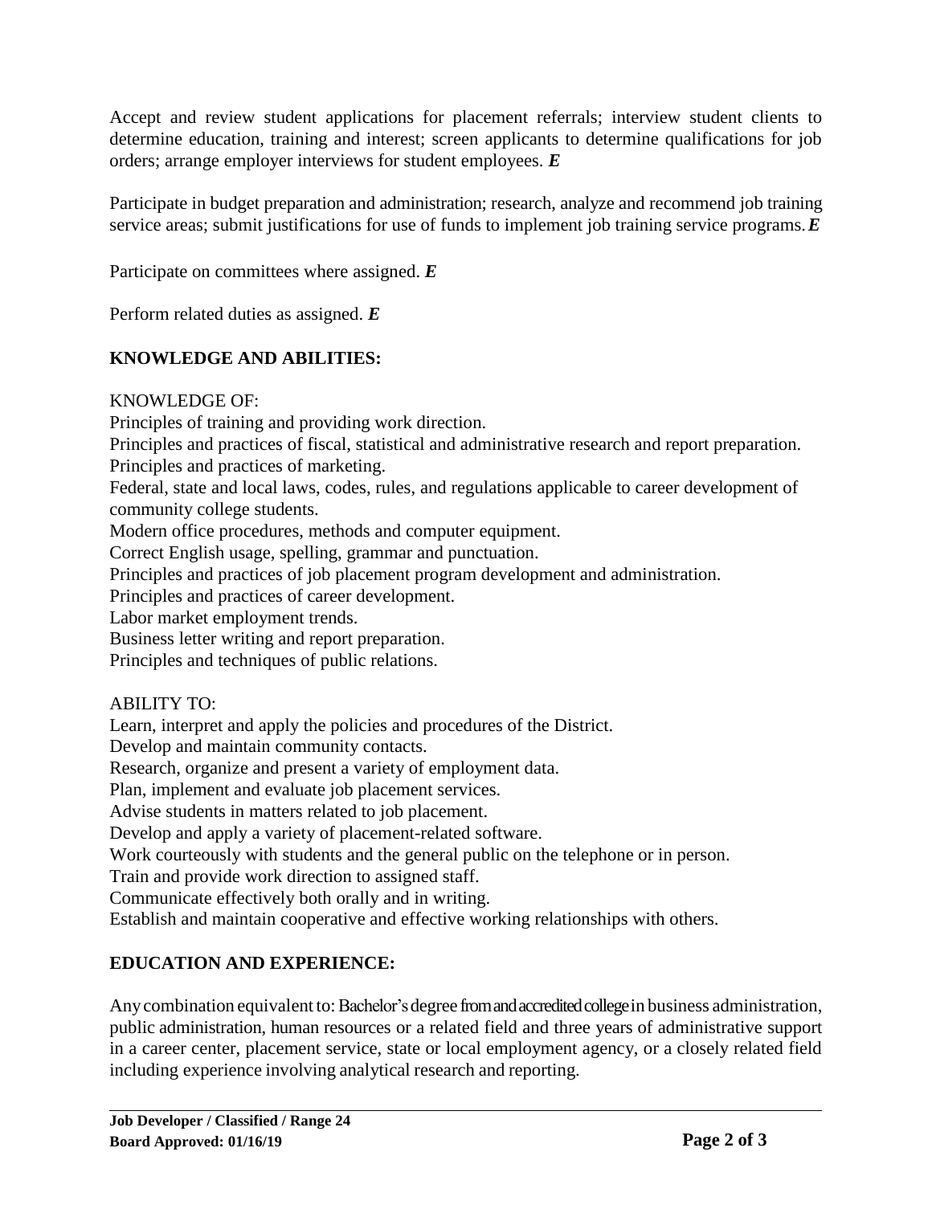Accept and review student applications for placement referrals; interview student clients to determine education, training and interest; screen applicants to determine qualifications for job orders; arrange employer interviews for student employees. ***E***

Participate in budget preparation and administration; research, analyze and recommend job training service areas; submit justifications for use of funds to implement job training service programs. ***E***

Participate on committees where assigned. ***E***

Perform related duties as assigned. ***E***

## KNOWLEDGE AND ABILITIES:

KNOWLEDGE OF:
Principles of training and providing work direction.
Principles and practices of fiscal, statistical and administrative research and report preparation.
Principles and practices of marketing.
Federal, state and local laws, codes, rules, and regulations applicable to career development of community college students.
Modern office procedures, methods and computer equipment.
Correct English usage, spelling, grammar and punctuation.
Principles and practices of job placement program development and administration.
Principles and practices of career development.
Labor market employment trends.
Business letter writing and report preparation.
Principles and techniques of public relations.

ABILITY TO:
Learn, interpret and apply the policies and procedures of the District.
Develop and maintain community contacts.
Research, organize and present a variety of employment data.
Plan, implement and evaluate job placement services.
Advise students in matters related to job placement.
Develop and apply a variety of placement-related software.
Work courteously with students and the general public on the telephone or in person.
Train and provide work direction to assigned staff.
Communicate effectively both orally and in writing.
Establish and maintain cooperative and effective working relationships with others.

## EDUCATION AND EXPERIENCE:

Any combination equivalent to: Bachelor's degree from and accredited college in business administration, public administration, human resources or a related field and three years of administrative support in a career center, placement service, state or local employment agency, or a closely related field including experience involving analytical research and reporting.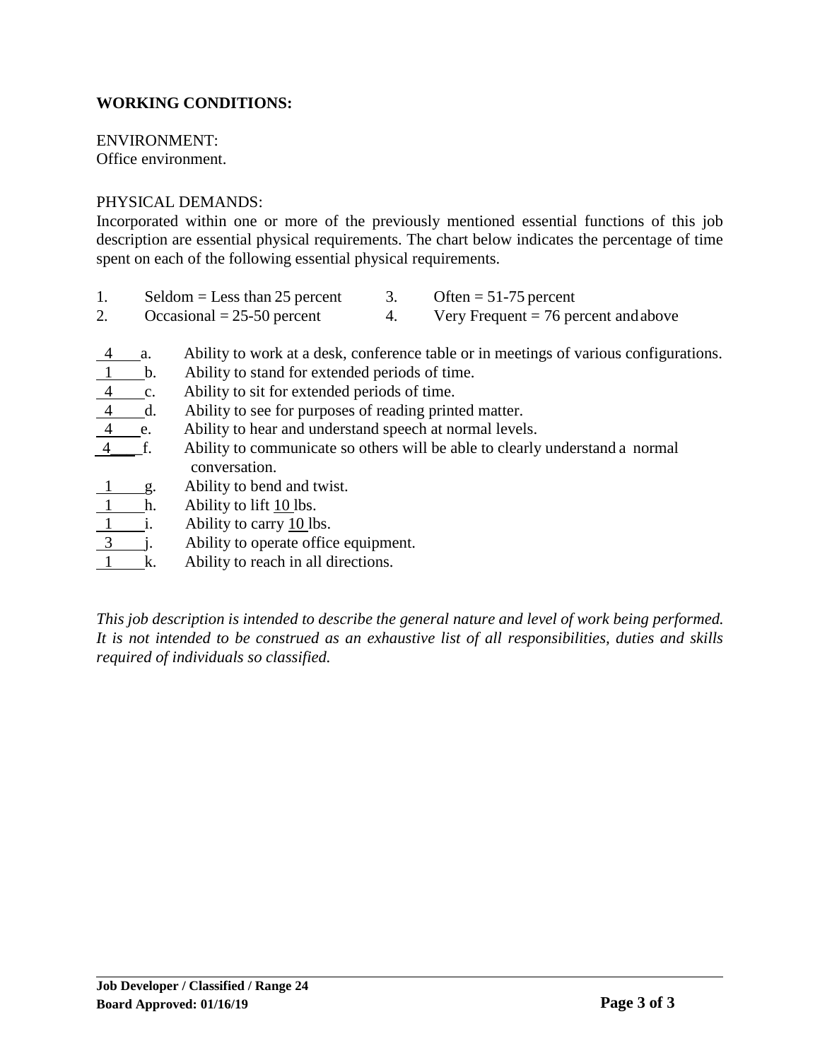**WORKING CONDITIONS:**

ENVIRONMENT:
Office environment.

PHYSICAL DEMANDS:
Incorporated within one or more of the previously mentioned essential functions of this job description are essential physical requirements. The chart below indicates the percentage of time spent on each of the following essential physical requirements.

1. Seldom = Less than 25 percent
2. Occasional = 25-50 percent
3. Often = 51-75 percent
4. Very Frequent = 76 percent and above

4 a. Ability to work at a desk, conference table or in meetings of various configurations.
1 b. Ability to stand for extended periods of time.
4 c. Ability to sit for extended periods of time.
4 d. Ability to see for purposes of reading printed matter.
4 e. Ability to hear and understand speech at normal levels.
4 f. Ability to communicate so others will be able to clearly understand a normal conversation.
1 g. Ability to bend and twist.
1 h. Ability to lift 10 lbs.
1 i. Ability to carry 10 lbs.
3 j. Ability to operate office equipment.
1 k. Ability to reach in all directions.

*This job description is intended to describe the general nature and level of work being performed. It is not intended to be construed as an exhaustive list of all responsibilities, duties and skills required of individuals so classified.*

**Job Developer / Classified / Range 24**
**Board Approved: 01/16/19**